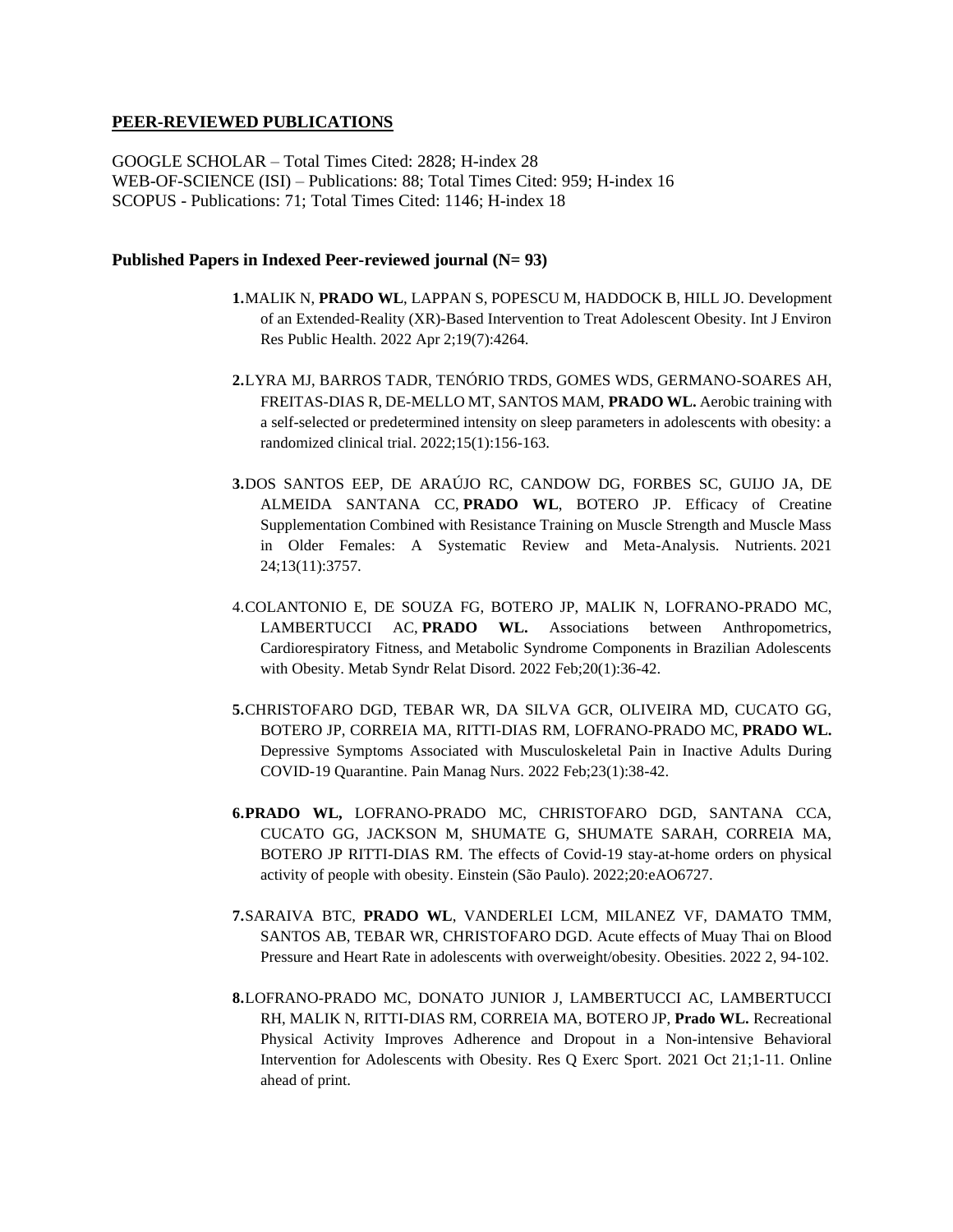## PEER-REVIEWED PUBLICATIONS

GOOGLE SCHOLAR – Total Times Cited: 2828; H-index 28
WEB-OF-SCIENCE (ISI) – Publications: 88; Total Times Cited: 959; H-index 16
SCOPUS - Publications: 71; Total Times Cited: 1146; H-index 18

### Published Papers in Indexed Peer-reviewed journal (N= 93)

**1.** MALIK N, **PRADO WL**, LAPPAN S, POPESCU M, HADDOCK B, HILL JO. Development of an Extended-Reality (XR)-Based Intervention to Treat Adolescent Obesity. Int J Environ Res Public Health. 2022 Apr 2;19(7):4264.

**2.** LYRA MJ, BARROS TADR, TENÓRIO TRDS, GOMES WDS, GERMANO-SOARES AH, FREITAS-DIAS R, DE-MELLO MT, SANTOS MAM, **PRADO WL.** Aerobic training with a self-selected or predetermined intensity on sleep parameters in adolescents with obesity: a randomized clinical trial. 2022;15(1):156-163.

**3.** DOS SANTOS EEP, DE ARAÚJO RC, CANDOW DG, FORBES SC, GUIJO JA, DE ALMEIDA SANTANA CC, **PRADO WL**, BOTERO JP. Efficacy of Creatine Supplementation Combined with Resistance Training on Muscle Strength and Muscle Mass in Older Females: A Systematic Review and Meta-Analysis. Nutrients. 2021 24;13(11):3757.

4. COLANTONIO E, DE SOUZA FG, BOTERO JP, MALIK N, LOFRANO-PRADO MC, LAMBERTUCCI AC, **PRADO WL.** Associations between Anthropometrics, Cardiorespiratory Fitness, and Metabolic Syndrome Components in Brazilian Adolescents with Obesity. Metab Syndr Relat Disord. 2022 Feb;20(1):36-42.

**5.** CHRISTOFARO DGD, TEBAR WR, DA SILVA GCR, OLIVEIRA MD, CUCATO GG, BOTERO JP, CORREIA MA, RITTI-DIAS RM, LOFRANO-PRADO MC, **PRADO WL.** Depressive Symptoms Associated with Musculoskeletal Pain in Inactive Adults During COVID-19 Quarantine. Pain Manag Nurs. 2022 Feb;23(1):38-42.

**6. PRADO WL,** LOFRANO-PRADO MC, CHRISTOFARO DGD, SANTANA CCA, CUCATO GG, JACKSON M, SHUMATE G, SHUMATE SARAH, CORREIA MA, BOTERO JP RITTI-DIAS RM. The effects of Covid-19 stay-at-home orders on physical activity of people with obesity. Einstein (São Paulo). 2022;20:eAO6727.

**7.** SARAIVA BTC, **PRADO WL**, VANDERLEI LCM, MILANEZ VF, DAMATO TMM, SANTOS AB, TEBAR WR, CHRISTOFARO DGD. Acute effects of Muay Thai on Blood Pressure and Heart Rate in adolescents with overweight/obesity. Obesities. 2022 2, 94-102.

**8.** LOFRANO-PRADO MC, DONATO JUNIOR J, LAMBERTUCCI AC, LAMBERTUCCI RH, MALIK N, RITTI-DIAS RM, CORREIA MA, BOTERO JP, **Prado WL.** Recreational Physical Activity Improves Adherence and Dropout in a Non-intensive Behavioral Intervention for Adolescents with Obesity. Res Q Exerc Sport. 2021 Oct 21;1-11. Online ahead of print.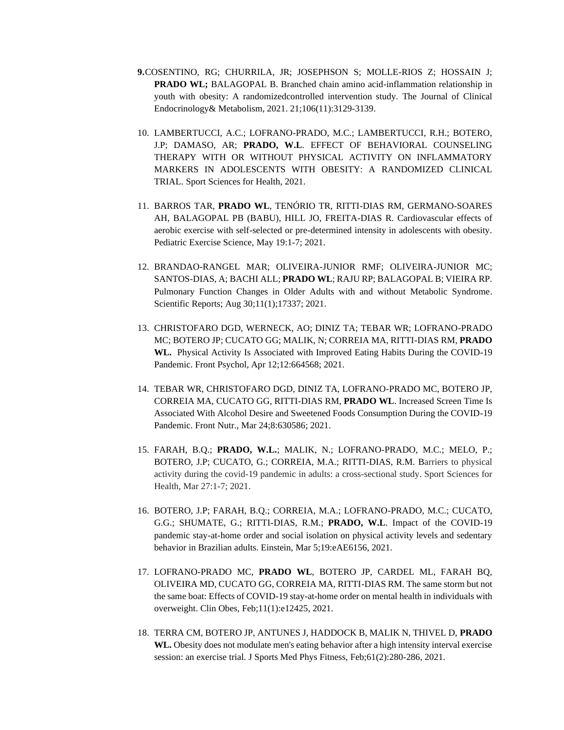9. COSENTINO, RG; CHURRILA, JR; JOSEPHSON S; MOLLE-RIOS Z; HOSSAIN J; **PRADO WL;** BALAGOPAL B. Branched chain amino acid-inflammation relationship in youth with obesity: A randomizedcontrolled intervention study. The Journal of Clinical Endocrinology& Metabolism, 2021. 21;106(11):3129-3139.

10. LAMBERTUCCI, A.C.; LOFRANO-PRADO, M.C.; LAMBERTUCCI, R.H.; BOTERO, J.P; DAMASO, AR; **PRADO, W.L**. EFFECT OF BEHAVIORAL COUNSELING THERAPY WITH OR WITHOUT PHYSICAL ACTIVITY ON INFLAMMATORY MARKERS IN ADOLESCENTS WITH OBESITY: A RANDOMIZED CLINICAL TRIAL. Sport Sciences for Health, 2021.

11. BARROS TAR, **PRADO WL**, TENÓRIO TR, RITTI-DIAS RM, GERMANO-SOARES AH, BALAGOPAL PB (BABU), HILL JO, FREITA-DIAS R. Cardiovascular effects of aerobic exercise with self-selected or pre-determined intensity in adolescents with obesity. Pediatric Exercise Science, May 19:1-7; 2021.

12. BRANDAO-RANGEL MAR; OLIVEIRA-JUNIOR RMF; OLIVEIRA-JUNIOR MC; SANTOS-DIAS, A; BACHI ALL; **PRADO WL**; RAJU RP; BALAGOPAL B; VIEIRA RP. Pulmonary Function Changes in Older Adults with and without Metabolic Syndrome. Scientific Reports; Aug 30;11(1);17337; 2021.

13. CHRISTOFARO DGD, WERNECK, AO; DINIZ TA; TEBAR WR; LOFRANO-PRADO MC; BOTERO JP; CUCATO GG; MALIK, N; CORREIA MA, RITTI-DIAS RM, **PRADO WL.** Physical Activity Is Associated with Improved Eating Habits During the COVID-19 Pandemic. Front Psychol, Apr 12;12:664568; 2021.

14. TEBAR WR, CHRISTOFARO DGD, DINIZ TA, LOFRANO-PRADO MC, BOTERO JP, CORREIA MA, CUCATO GG, RITTI-DIAS RM, **PRADO WL**. Increased Screen Time Is Associated With Alcohol Desire and Sweetened Foods Consumption During the COVID-19 Pandemic. Front Nutr., Mar 24;8:630586; 2021.

15. FARAH, B.Q.; **PRADO, W.L.**; MALIK, N.; LOFRANO-PRADO, M.C.; MELO, P.; BOTERO, J.P; CUCATO, G.; CORREIA, M.A.; RITTI-DIAS, R.M. Barriers to physical activity during the covid-19 pandemic in adults: a cross-sectional study. Sport Sciences for Health, Mar 27:1-7; 2021.

16. BOTERO, J.P; FARAH, B.Q.; CORREIA, M.A.; LOFRANO-PRADO, M.C.; CUCATO, G.G.; SHUMATE, G.; RITTI-DIAS, R.M.; **PRADO, W.L**. Impact of the COVID-19 pandemic stay-at-home order and social isolation on physical activity levels and sedentary behavior in Brazilian adults. Einstein, Mar 5;19:eAE6156, 2021.

17. LOFRANO-PRADO MC, **PRADO WL**, BOTERO JP, CARDEL ML, FARAH BQ, OLIVEIRA MD, CUCATO GG, CORREIA MA, RITTI-DIAS RM. The same storm but not the same boat: Effects of COVID-19 stay-at-home order on mental health in individuals with overweight. Clin Obes, Feb;11(1):e12425, 2021.

18. TERRA CM, BOTERO JP, ANTUNES J, HADDOCK B, MALIK N, THIVEL D, **PRADO WL.** Obesity does not modulate men's eating behavior after a high intensity interval exercise session: an exercise trial. J Sports Med Phys Fitness, Feb;61(2):280-286, 2021.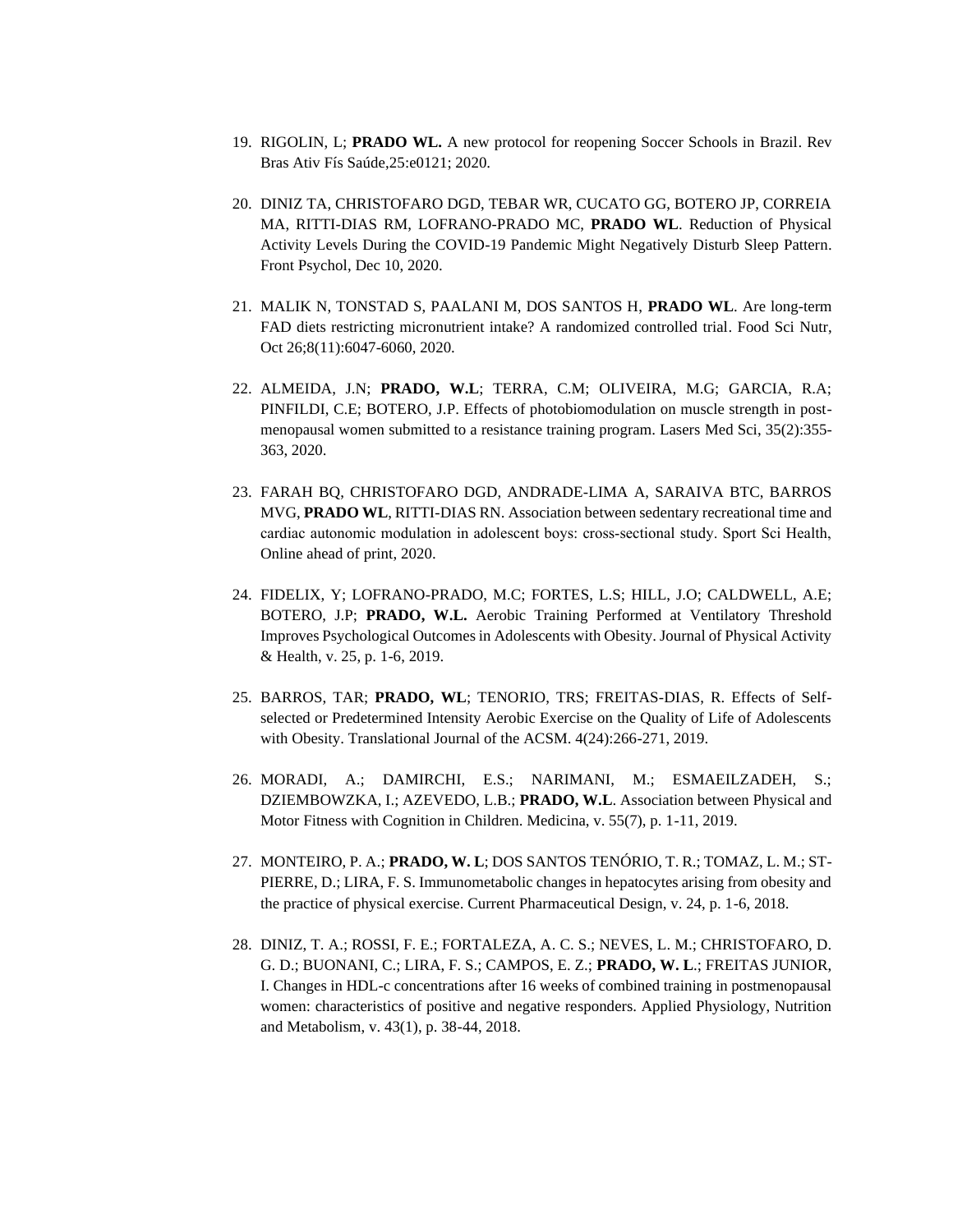19. RIGOLIN, L; **PRADO WL.** A new protocol for reopening Soccer Schools in Brazil. Rev Bras Ativ Fís Saúde,25:e0121; 2020.

20. DINIZ TA, CHRISTOFARO DGD, TEBAR WR, CUCATO GG, BOTERO JP, CORREIA MA, RITTI-DIAS RM, LOFRANO-PRADO MC, **PRADO WL**. Reduction of Physical Activity Levels During the COVID-19 Pandemic Might Negatively Disturb Sleep Pattern. Front Psychol, Dec 10, 2020.

21. MALIK N, TONSTAD S, PAALANI M, DOS SANTOS H, **PRADO WL**. Are long-term FAD diets restricting micronutrient intake? A randomized controlled trial. Food Sci Nutr, Oct 26;8(11):6047-6060, 2020.

22. ALMEIDA, J.N; **PRADO, W.L**; TERRA, C.M; OLIVEIRA, M.G; GARCIA, R.A; PINFILDI, C.E; BOTERO, J.P. Effects of photobiomodulation on muscle strength in post-menopausal women submitted to a resistance training program. Lasers Med Sci, 35(2):355-363, 2020.

23. FARAH BQ, CHRISTOFARO DGD, ANDRADE-LIMA A, SARAIVA BTC, BARROS MVG, **PRADO WL**, RITTI-DIAS RN. Association between sedentary recreational time and cardiac autonomic modulation in adolescent boys: cross-sectional study. Sport Sci Health, Online ahead of print, 2020.

24. FIDELIX, Y; LOFRANO-PRADO, M.C; FORTES, L.S; HILL, J.O; CALDWELL, A.E; BOTERO, J.P; **PRADO, W.L.** Aerobic Training Performed at Ventilatory Threshold Improves Psychological Outcomes in Adolescents with Obesity. Journal of Physical Activity & Health, v. 25, p. 1-6, 2019.

25. BARROS, TAR; **PRADO, WL**; TENORIO, TRS; FREITAS-DIAS, R. Effects of Self-selected or Predetermined Intensity Aerobic Exercise on the Quality of Life of Adolescents with Obesity. Translational Journal of the ACSM. 4(24):266-271, 2019.

26. MORADI, A.; DAMIRCHI, E.S.; NARIMANI, M.; ESMAEILZADEH, S.; DZIEMBOWZKA, I.; AZEVEDO, L.B.; **PRADO, W.L**. Association between Physical and Motor Fitness with Cognition in Children. Medicina, v. 55(7), p. 1-11, 2019.

27. MONTEIRO, P. A.; **PRADO, W. L**; DOS SANTOS TENÓRIO, T. R.; TOMAZ, L. M.; ST-PIERRE, D.; LIRA, F. S. Immunometabolic changes in hepatocytes arising from obesity and the practice of physical exercise. Current Pharmaceutical Design, v. 24, p. 1-6, 2018.

28. DINIZ, T. A.; ROSSI, F. E.; FORTALEZA, A. C. S.; NEVES, L. M.; CHRISTOFARO, D. G. D.; BUONANI, C.; LIRA, F. S.; CAMPOS, E. Z.; **PRADO, W. L**.; FREITAS JUNIOR, I. Changes in HDL-c concentrations after 16 weeks of combined training in postmenopausal women: characteristics of positive and negative responders. Applied Physiology, Nutrition and Metabolism, v. 43(1), p. 38-44, 2018.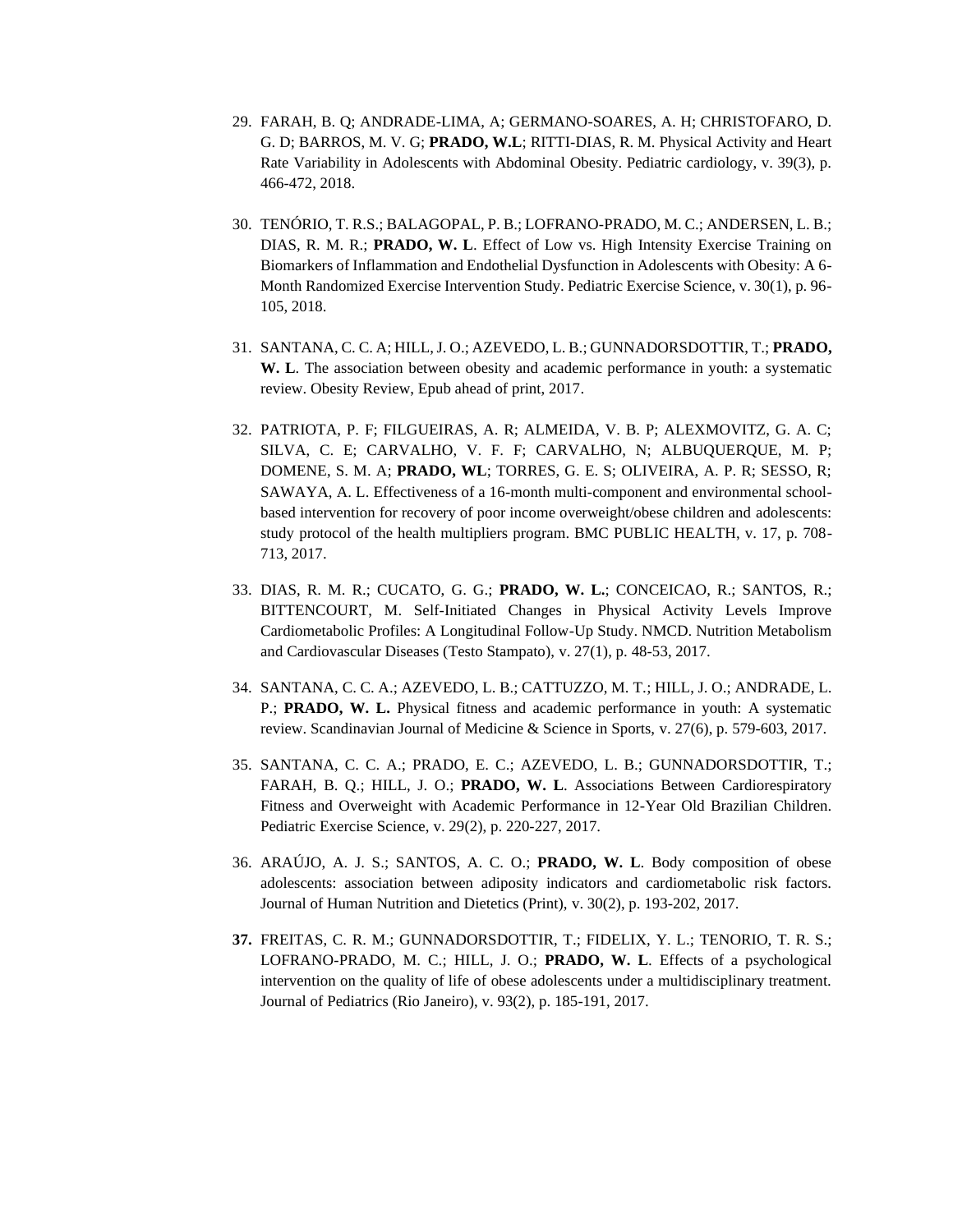29. FARAH, B. Q; ANDRADE-LIMA, A; GERMANO-SOARES, A. H; CHRISTOFARO, D. G. D; BARROS, M. V. G; **PRADO, W.L**; RITTI-DIAS, R. M. Physical Activity and Heart Rate Variability in Adolescents with Abdominal Obesity. Pediatric cardiology, v. 39(3), p. 466-472, 2018.

30. TENÓRIO, T. R.S.; BALAGOPAL, P. B.; LOFRANO-PRADO, M. C.; ANDERSEN, L. B.; DIAS, R. M. R.; **PRADO, W. L**. Effect of Low vs. High Intensity Exercise Training on Biomarkers of Inflammation and Endothelial Dysfunction in Adolescents with Obesity: A 6-Month Randomized Exercise Intervention Study. Pediatric Exercise Science, v. 30(1), p. 96-105, 2018.

31. SANTANA, C. C. A; HILL, J. O.; AZEVEDO, L. B.; GUNNADORSDOTTIR, T.; **PRADO, W. L**. The association between obesity and academic performance in youth: a systematic review. Obesity Review, Epub ahead of print, 2017.

32. PATRIOTA, P. F; FILGUEIRAS, A. R; ALMEIDA, V. B. P; ALEXMOVITZ, G. A. C; SILVA, C. E; CARVALHO, V. F. F; CARVALHO, N; ALBUQUERQUE, M. P; DOMENE, S. M. A; **PRADO, WL**; TORRES, G. E. S; OLIVEIRA, A. P. R; SESSO, R; SAWAYA, A. L. Effectiveness of a 16-month multi-component and environmental school-based intervention for recovery of poor income overweight/obese children and adolescents: study protocol of the health multipliers program. BMC PUBLIC HEALTH, v. 17, p. 708-713, 2017.

33. DIAS, R. M. R.; CUCATO, G. G.; **PRADO, W. L.**; CONCEICAO, R.; SANTOS, R.; BITTENCOURT, M. Self-Initiated Changes in Physical Activity Levels Improve Cardiometabolic Profiles: A Longitudinal Follow-Up Study. NMCD. Nutrition Metabolism and Cardiovascular Diseases (Testo Stampato), v. 27(1), p. 48-53, 2017.

34. SANTANA, C. C. A.; AZEVEDO, L. B.; CATTUZZO, M. T.; HILL, J. O.; ANDRADE, L. P.; **PRADO, W. L.** Physical fitness and academic performance in youth: A systematic review. Scandinavian Journal of Medicine & Science in Sports, v. 27(6), p. 579-603, 2017.

35. SANTANA, C. C. A.; PRADO, E. C.; AZEVEDO, L. B.; GUNNADORSDOTTIR, T.; FARAH, B. Q.; HILL, J. O.; **PRADO, W. L**. Associations Between Cardiorespiratory Fitness and Overweight with Academic Performance in 12-Year Old Brazilian Children. Pediatric Exercise Science, v. 29(2), p. 220-227, 2017.

36. ARAÚJO, A. J. S.; SANTOS, A. C. O.; **PRADO, W. L**. Body composition of obese adolescents: association between adiposity indicators and cardiometabolic risk factors. Journal of Human Nutrition and Dietetics (Print), v. 30(2), p. 193-202, 2017.

37. FREITAS, C. R. M.; GUNNADORSDOTTIR, T.; FIDELIX, Y. L.; TENORIO, T. R. S.; LOFRANO-PRADO, M. C.; HILL, J. O.; **PRADO, W. L**. Effects of a psychological intervention on the quality of life of obese adolescents under a multidisciplinary treatment. Journal of Pediatrics (Rio Janeiro), v. 93(2), p. 185-191, 2017.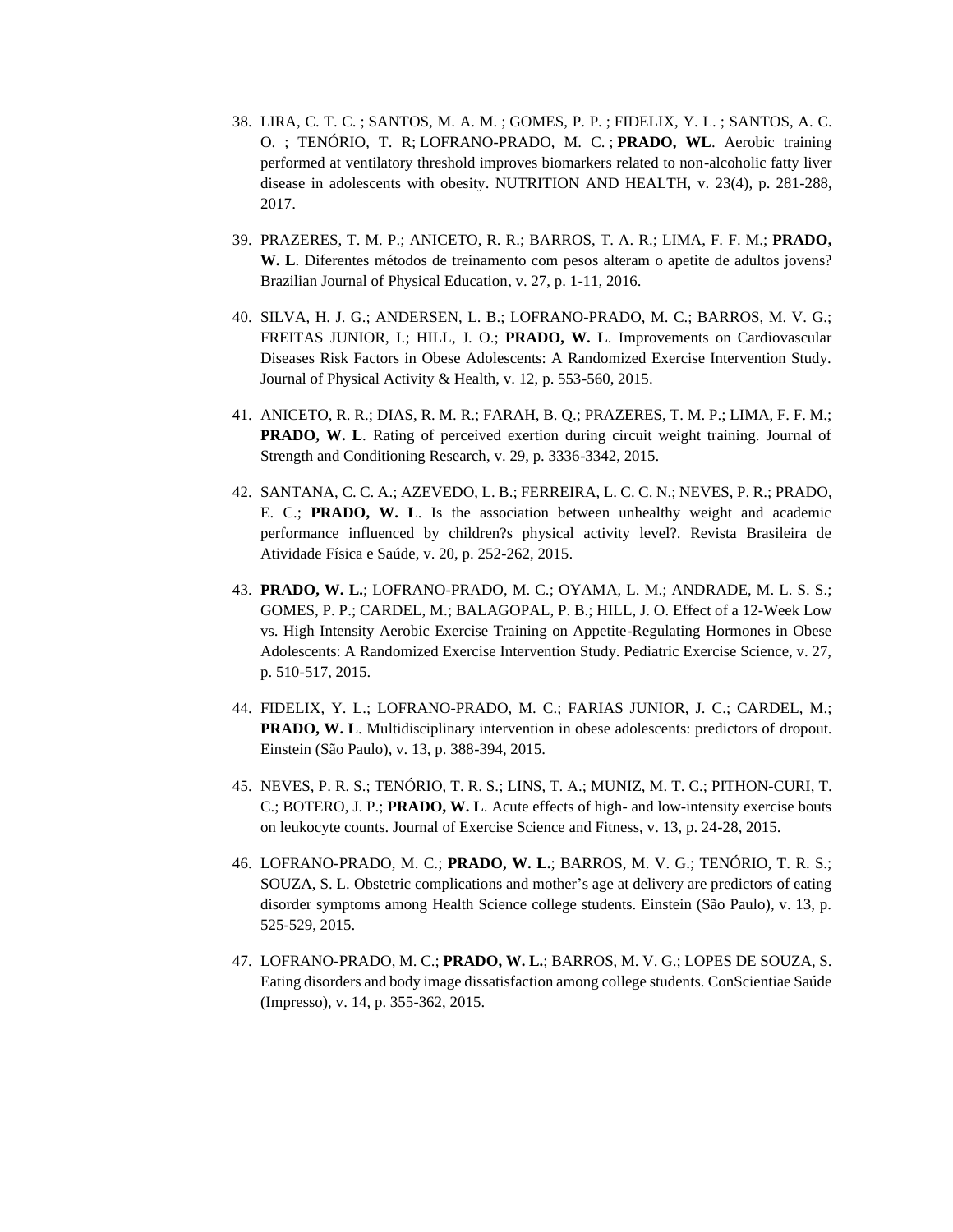38. LIRA, C. T. C. ; SANTOS, M. A. M. ; GOMES, P. P. ; FIDELIX, Y. L. ; SANTOS, A. C. O. ; TENÓRIO, T. R; LOFRANO-PRADO, M. C. ; **PRADO, WL**. Aerobic training performed at ventilatory threshold improves biomarkers related to non-alcoholic fatty liver disease in adolescents with obesity. NUTRITION AND HEALTH, v. 23(4), p. 281-288, 2017.

39. PRAZERES, T. M. P.; ANICETO, R. R.; BARROS, T. A. R.; LIMA, F. F. M.; **PRADO, W. L**. Diferentes métodos de treinamento com pesos alteram o apetite de adultos jovens? Brazilian Journal of Physical Education, v. 27, p. 1-11, 2016.

40. SILVA, H. J. G.; ANDERSEN, L. B.; LOFRANO-PRADO, M. C.; BARROS, M. V. G.; FREITAS JUNIOR, I.; HILL, J. O.; **PRADO, W. L**. Improvements on Cardiovascular Diseases Risk Factors in Obese Adolescents: A Randomized Exercise Intervention Study. Journal of Physical Activity & Health, v. 12, p. 553-560, 2015.

41. ANICETO, R. R.; DIAS, R. M. R.; FARAH, B. Q.; PRAZERES, T. M. P.; LIMA, F. F. M.; **PRADO, W. L**. Rating of perceived exertion during circuit weight training. Journal of Strength and Conditioning Research, v. 29, p. 3336-3342, 2015.

42. SANTANA, C. C. A.; AZEVEDO, L. B.; FERREIRA, L. C. C. N.; NEVES, P. R.; PRADO, E. C.; **PRADO, W. L**. Is the association between unhealthy weight and academic performance influenced by children?s physical activity level?. Revista Brasileira de Atividade Física e Saúde, v. 20, p. 252-262, 2015.

43. **PRADO, W. L.**; LOFRANO-PRADO, M. C.; OYAMA, L. M.; ANDRADE, M. L. S. S.; GOMES, P. P.; CARDEL, M.; BALAGOPAL, P. B.; HILL, J. O. Effect of a 12-Week Low vs. High Intensity Aerobic Exercise Training on Appetite-Regulating Hormones in Obese Adolescents: A Randomized Exercise Intervention Study. Pediatric Exercise Science, v. 27, p. 510-517, 2015.

44. FIDELIX, Y. L.; LOFRANO-PRADO, M. C.; FARIAS JUNIOR, J. C.; CARDEL, M.; **PRADO, W. L**. Multidisciplinary intervention in obese adolescents: predictors of dropout. Einstein (São Paulo), v. 13, p. 388-394, 2015.

45. NEVES, P. R. S.; TENÓRIO, T. R. S.; LINS, T. A.; MUNIZ, M. T. C.; PITHON-CURI, T. C.; BOTERO, J. P.; **PRADO, W. L**. Acute effects of high- and low-intensity exercise bouts on leukocyte counts. Journal of Exercise Science and Fitness, v. 13, p. 24-28, 2015.

46. LOFRANO-PRADO, M. C.; **PRADO, W. L.**; BARROS, M. V. G.; TENÓRIO, T. R. S.; SOUZA, S. L. Obstetric complications and mother's age at delivery are predictors of eating disorder symptoms among Health Science college students. Einstein (São Paulo), v. 13, p. 525-529, 2015.

47. LOFRANO-PRADO, M. C.; **PRADO, W. L.**; BARROS, M. V. G.; LOPES DE SOUZA, S. Eating disorders and body image dissatisfaction among college students. ConScientiae Saúde (Impresso), v. 14, p. 355-362, 2015.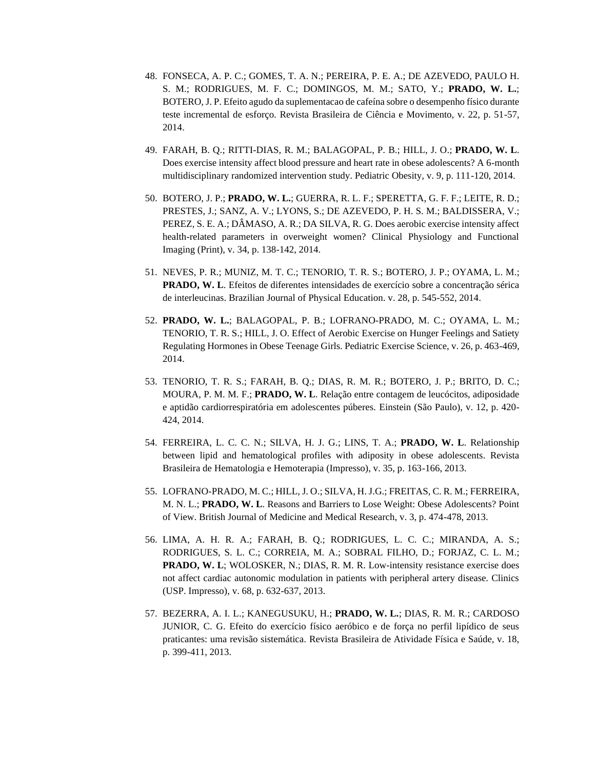48. FONSECA, A. P. C.; GOMES, T. A. N.; PEREIRA, P. E. A.; DE AZEVEDO, PAULO H. S. M.; RODRIGUES, M. F. C.; DOMINGOS, M. M.; SATO, Y.; **PRADO, W. L.**; BOTERO, J. P. Efeito agudo da suplementacao de cafeína sobre o desempenho físico durante teste incremental de esforço. Revista Brasileira de Ciência e Movimento, v. 22, p. 51-57, 2014.

49. FARAH, B. Q.; RITTI-DIAS, R. M.; BALAGOPAL, P. B.; HILL, J. O.; **PRADO, W. L**. Does exercise intensity affect blood pressure and heart rate in obese adolescents? A 6-month multidisciplinary randomized intervention study. Pediatric Obesity, v. 9, p. 111-120, 2014.

50. BOTERO, J. P.; **PRADO, W. L.**; GUERRA, R. L. F.; SPERETTA, G. F. F.; LEITE, R. D.; PRESTES, J.; SANZ, A. V.; LYONS, S.; DE AZEVEDO, P. H. S. M.; BALDISSERA, V.; PEREZ, S. E. A.; DÂMASO, A. R.; DA SILVA, R. G. Does aerobic exercise intensity affect health-related parameters in overweight women? Clinical Physiology and Functional Imaging (Print), v. 34, p. 138-142, 2014.

51. NEVES, P. R.; MUNIZ, M. T. C.; TENORIO, T. R. S.; BOTERO, J. P.; OYAMA, L. M.; **PRADO, W. L**. Efeitos de diferentes intensidades de exercício sobre a concentração sérica de interleucinas. Brazilian Journal of Physical Education. v. 28, p. 545-552, 2014.

52. **PRADO, W. L.**; BALAGOPAL, P. B.; LOFRANO-PRADO, M. C.; OYAMA, L. M.; TENORIO, T. R. S.; HILL, J. O. Effect of Aerobic Exercise on Hunger Feelings and Satiety Regulating Hormones in Obese Teenage Girls. Pediatric Exercise Science, v. 26, p. 463-469, 2014.

53. TENORIO, T. R. S.; FARAH, B. Q.; DIAS, R. M. R.; BOTERO, J. P.; BRITO, D. C.; MOURA, P. M. M. F.; **PRADO, W. L**. Relação entre contagem de leucócitos, adiposidade e aptidão cardiorrespiratória em adolescentes púberes. Einstein (São Paulo), v. 12, p. 420-424, 2014.

54. FERREIRA, L. C. C. N.; SILVA, H. J. G.; LINS, T. A.; **PRADO, W. L**. Relationship between lipid and hematological profiles with adiposity in obese adolescents. Revista Brasileira de Hematologia e Hemoterapia (Impresso), v. 35, p. 163-166, 2013.

55. LOFRANO-PRADO, M. C.; HILL, J. O.; SILVA, H. J.G.; FREITAS, C. R. M.; FERREIRA, M. N. L.; **PRADO, W. L**. Reasons and Barriers to Lose Weight: Obese Adolescents? Point of View. British Journal of Medicine and Medical Research, v. 3, p. 474-478, 2013.

56. LIMA, A. H. R. A.; FARAH, B. Q.; RODRIGUES, L. C. C.; MIRANDA, A. S.; RODRIGUES, S. L. C.; CORREIA, M. A.; SOBRAL FILHO, D.; FORJAZ, C. L. M.; **PRADO, W. L**; WOLOSKER, N.; DIAS, R. M. R. Low-intensity resistance exercise does not affect cardiac autonomic modulation in patients with peripheral artery disease. Clinics (USP. Impresso), v. 68, p. 632-637, 2013.

57. BEZERRA, A. I. L.; KANEGUSUKU, H.; **PRADO, W. L.**; DIAS, R. M. R.; CARDOSO JUNIOR, C. G. Efeito do exercício físico aeróbico e de força no perfil lipídico de seus praticantes: uma revisão sistemática. Revista Brasileira de Atividade Física e Saúde, v. 18, p. 399-411, 2013.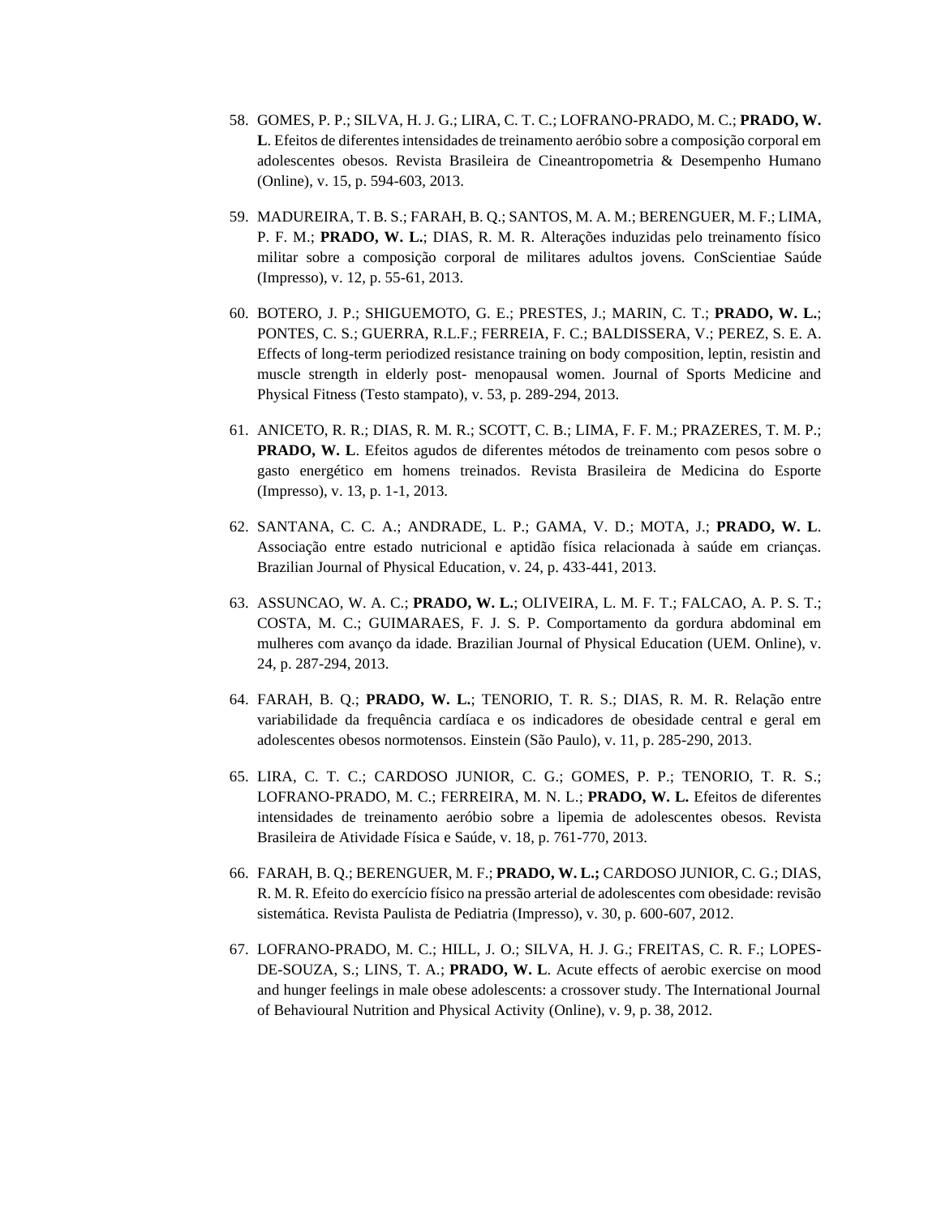58. GOMES, P. P.; SILVA, H. J. G.; LIRA, C. T. C.; LOFRANO-PRADO, M. C.; **PRADO, W. L**. Efeitos de diferentes intensidades de treinamento aeróbio sobre a composição corporal em adolescentes obesos. Revista Brasileira de Cineantropometria & Desempenho Humano (Online), v. 15, p. 594-603, 2013.

59. MADUREIRA, T. B. S.; FARAH, B. Q.; SANTOS, M. A. M.; BERENGUER, M. F.; LIMA, P. F. M.; **PRADO, W. L.**; DIAS, R. M. R. Alterações induzidas pelo treinamento físico militar sobre a composição corporal de militares adultos jovens. ConScientiae Saúde (Impresso), v. 12, p. 55-61, 2013.

60. BOTERO, J. P.; SHIGUEMOTO, G. E.; PRESTES, J.; MARIN, C. T.; **PRADO, W. L.**; PONTES, C. S.; GUERRA, R.L.F.; FERREIA, F. C.; BALDISSERA, V.; PEREZ, S. E. A. Effects of long-term periodized resistance training on body composition, leptin, resistin and muscle strength in elderly post- menopausal women. Journal of Sports Medicine and Physical Fitness (Testo stampato), v. 53, p. 289-294, 2013.

61. ANICETO, R. R.; DIAS, R. M. R.; SCOTT, C. B.; LIMA, F. F. M.; PRAZERES, T. M. P.; **PRADO, W. L**. Efeitos agudos de diferentes métodos de treinamento com pesos sobre o gasto energético em homens treinados. Revista Brasileira de Medicina do Esporte (Impresso), v. 13, p. 1-1, 2013.

62. SANTANA, C. C. A.; ANDRADE, L. P.; GAMA, V. D.; MOTA, J.; **PRADO, W. L**. Associação entre estado nutricional e aptidão física relacionada à saúde em crianças. Brazilian Journal of Physical Education, v. 24, p. 433-441, 2013.

63. ASSUNCAO, W. A. C.; **PRADO, W. L.**; OLIVEIRA, L. M. F. T.; FALCAO, A. P. S. T.; COSTA, M. C.; GUIMARAES, F. J. S. P. Comportamento da gordura abdominal em mulheres com avanço da idade. Brazilian Journal of Physical Education (UEM. Online), v. 24, p. 287-294, 2013.

64. FARAH, B. Q.; **PRADO, W. L.**; TENORIO, T. R. S.; DIAS, R. M. R. Relação entre variabilidade da frequência cardíaca e os indicadores de obesidade central e geral em adolescentes obesos normotensos. Einstein (São Paulo), v. 11, p. 285-290, 2013.

65. LIRA, C. T. C.; CARDOSO JUNIOR, C. G.; GOMES, P. P.; TENORIO, T. R. S.; LOFRANO-PRADO, M. C.; FERREIRA, M. N. L.; **PRADO, W. L.** Efeitos de diferentes intensidades de treinamento aeróbio sobre a lipemia de adolescentes obesos. Revista Brasileira de Atividade Física e Saúde, v. 18, p. 761-770, 2013.

66. FARAH, B. Q.; BERENGUER, M. F.; **PRADO, W. L.;** CARDOSO JUNIOR, C. G.; DIAS, R. M. R. Efeito do exercício físico na pressão arterial de adolescentes com obesidade: revisão sistemática. Revista Paulista de Pediatria (Impresso), v. 30, p. 600-607, 2012.

67. LOFRANO-PRADO, M. C.; HILL, J. O.; SILVA, H. J. G.; FREITAS, C. R. F.; LOPES-DE-SOUZA, S.; LINS, T. A.; **PRADO, W. L**. Acute effects of aerobic exercise on mood and hunger feelings in male obese adolescents: a crossover study. The International Journal of Behavioural Nutrition and Physical Activity (Online), v. 9, p. 38, 2012.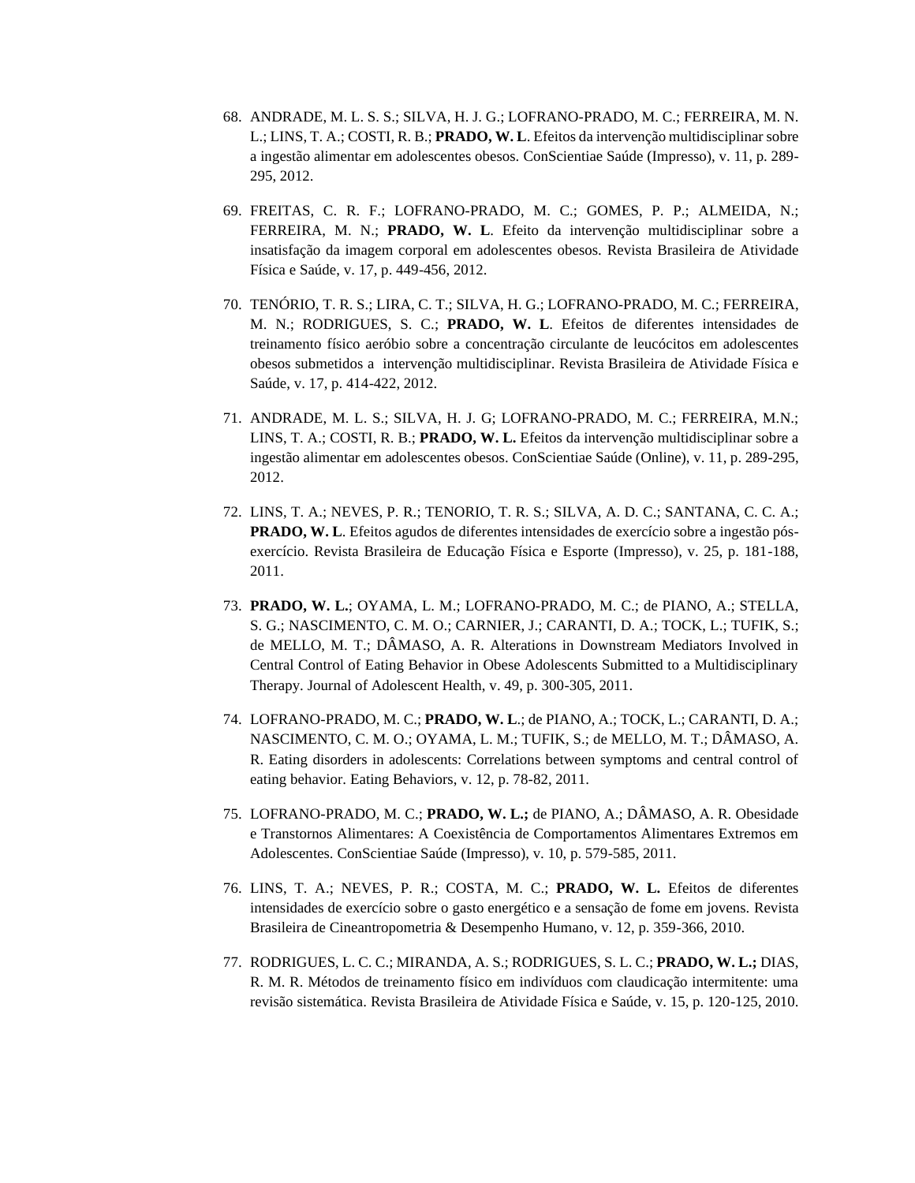68. ANDRADE, M. L. S. S.; SILVA, H. J. G.; LOFRANO-PRADO, M. C.; FERREIRA, M. N. L.; LINS, T. A.; COSTI, R. B.; **PRADO, W. L**. Efeitos da intervenção multidisciplinar sobre a ingestão alimentar em adolescentes obesos. ConScientiae Saúde (Impresso), v. 11, p. 289-295, 2012.

69. FREITAS, C. R. F.; LOFRANO-PRADO, M. C.; GOMES, P. P.; ALMEIDA, N.; FERREIRA, M. N.; **PRADO, W. L**. Efeito da intervenção multidisciplinar sobre a insatisfação da imagem corporal em adolescentes obesos. Revista Brasileira de Atividade Física e Saúde, v. 17, p. 449-456, 2012.

70. TENÓRIO, T. R. S.; LIRA, C. T.; SILVA, H. G.; LOFRANO-PRADO, M. C.; FERREIRA, M. N.; RODRIGUES, S. C.; **PRADO, W. L**. Efeitos de diferentes intensidades de treinamento físico aeróbio sobre a concentração circulante de leucócitos em adolescentes obesos submetidos a intervenção multidisciplinar. Revista Brasileira de Atividade Física e Saúde, v. 17, p. 414-422, 2012.

71. ANDRADE, M. L. S.; SILVA, H. J. G; LOFRANO-PRADO, M. C.; FERREIRA, M.N.; LINS, T. A.; COSTI, R. B.; **PRADO, W. L.** Efeitos da intervenção multidisciplinar sobre a ingestão alimentar em adolescentes obesos. ConScientiae Saúde (Online), v. 11, p. 289-295, 2012.

72. LINS, T. A.; NEVES, P. R.; TENORIO, T. R. S.; SILVA, A. D. C.; SANTANA, C. C. A.; **PRADO, W. L**. Efeitos agudos de diferentes intensidades de exercício sobre a ingestão pós-exercício. Revista Brasileira de Educação Física e Esporte (Impresso), v. 25, p. 181-188, 2011.

73. **PRADO, W. L.**; OYAMA, L. M.; LOFRANO-PRADO, M. C.; de PIANO, A.; STELLA, S. G.; NASCIMENTO, C. M. O.; CARNIER, J.; CARANTI, D. A.; TOCK, L.; TUFIK, S.; de MELLO, M. T.; DÂMASO, A. R. Alterations in Downstream Mediators Involved in Central Control of Eating Behavior in Obese Adolescents Submitted to a Multidisciplinary Therapy. Journal of Adolescent Health, v. 49, p. 300-305, 2011.

74. LOFRANO-PRADO, M. C.; **PRADO, W. L**.; de PIANO, A.; TOCK, L.; CARANTI, D. A.; NASCIMENTO, C. M. O.; OYAMA, L. M.; TUFIK, S.; de MELLO, M. T.; DÂMASO, A. R. Eating disorders in adolescents: Correlations between symptoms and central control of eating behavior. Eating Behaviors, v. 12, p. 78-82, 2011.

75. LOFRANO-PRADO, M. C.; **PRADO, W. L.;** de PIANO, A.; DÂMASO, A. R. Obesidade e Transtornos Alimentares: A Coexistência de Comportamentos Alimentares Extremos em Adolescentes. ConScientiae Saúde (Impresso), v. 10, p. 579-585, 2011.

76. LINS, T. A.; NEVES, P. R.; COSTA, M. C.; **PRADO, W. L.** Efeitos de diferentes intensidades de exercício sobre o gasto energético e a sensação de fome em jovens. Revista Brasileira de Cineantropometria & Desempenho Humano, v. 12, p. 359-366, 2010.

77. RODRIGUES, L. C. C.; MIRANDA, A. S.; RODRIGUES, S. L. C.; **PRADO, W. L.;** DIAS, R. M. R. Métodos de treinamento físico em indivíduos com claudicação intermitente: uma revisão sistemática. Revista Brasileira de Atividade Física e Saúde, v. 15, p. 120-125, 2010.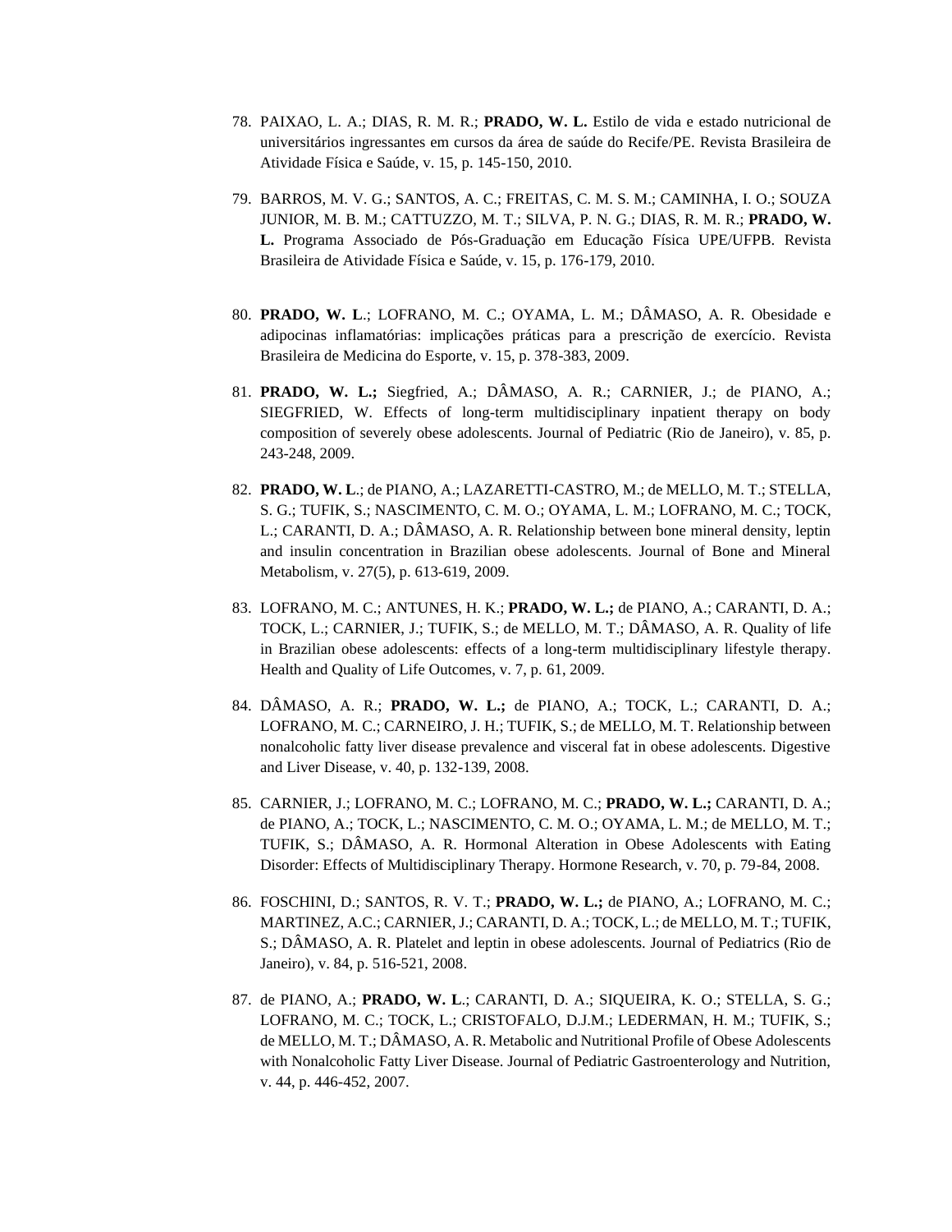78. PAIXAO, L. A.; DIAS, R. M. R.; **PRADO, W. L.** Estilo de vida e estado nutricional de universitários ingressantes em cursos da área de saúde do Recife/PE. Revista Brasileira de Atividade Física e Saúde, v. 15, p. 145-150, 2010.

79. BARROS, M. V. G.; SANTOS, A. C.; FREITAS, C. M. S. M.; CAMINHA, I. O.; SOUZA JUNIOR, M. B. M.; CATTUZZO, M. T.; SILVA, P. N. G.; DIAS, R. M. R.; **PRADO, W. L.** Programa Associado de Pós-Graduação em Educação Física UPE/UFPB. Revista Brasileira de Atividade Física e Saúde, v. 15, p. 176-179, 2010.

80. **PRADO, W. L**.; LOFRANO, M. C.; OYAMA, L. M.; DÂMASO, A. R. Obesidade e adipocinas inflamatórias: implicações práticas para a prescrição de exercício. Revista Brasileira de Medicina do Esporte, v. 15, p. 378-383, 2009.

81. **PRADO, W. L.;** Siegfried, A.; DÂMASO, A. R.; CARNIER, J.; de PIANO, A.; SIEGFRIED, W. Effects of long-term multidisciplinary inpatient therapy on body composition of severely obese adolescents. Journal of Pediatric (Rio de Janeiro), v. 85, p. 243-248, 2009.

82. **PRADO, W. L**.; de PIANO, A.; LAZARETTI-CASTRO, M.; de MELLO, M. T.; STELLA, S. G.; TUFIK, S.; NASCIMENTO, C. M. O.; OYAMA, L. M.; LOFRANO, M. C.; TOCK, L.; CARANTI, D. A.; DÂMASO, A. R. Relationship between bone mineral density, leptin and insulin concentration in Brazilian obese adolescents. Journal of Bone and Mineral Metabolism, v. 27(5), p. 613-619, 2009.

83. LOFRANO, M. C.; ANTUNES, H. K.; **PRADO, W. L.;** de PIANO, A.; CARANTI, D. A.; TOCK, L.; CARNIER, J.; TUFIK, S.; de MELLO, M. T.; DÂMASO, A. R. Quality of life in Brazilian obese adolescents: effects of a long-term multidisciplinary lifestyle therapy. Health and Quality of Life Outcomes, v. 7, p. 61, 2009.

84. DÂMASO, A. R.; **PRADO, W. L.;** de PIANO, A.; TOCK, L.; CARANTI, D. A.; LOFRANO, M. C.; CARNEIRO, J. H.; TUFIK, S.; de MELLO, M. T. Relationship between nonalcoholic fatty liver disease prevalence and visceral fat in obese adolescents. Digestive and Liver Disease, v. 40, p. 132-139, 2008.

85. CARNIER, J.; LOFRANO, M. C.; LOFRANO, M. C.; **PRADO, W. L.;** CARANTI, D. A.; de PIANO, A.; TOCK, L.; NASCIMENTO, C. M. O.; OYAMA, L. M.; de MELLO, M. T.; TUFIK, S.; DÂMASO, A. R. Hormonal Alteration in Obese Adolescents with Eating Disorder: Effects of Multidisciplinary Therapy. Hormone Research, v. 70, p. 79-84, 2008.

86. FOSCHINI, D.; SANTOS, R. V. T.; **PRADO, W. L.;** de PIANO, A.; LOFRANO, M. C.; MARTINEZ, A.C.; CARNIER, J.; CARANTI, D. A.; TOCK, L.; de MELLO, M. T.; TUFIK, S.; DÂMASO, A. R. Platelet and leptin in obese adolescents. Journal of Pediatrics (Rio de Janeiro), v. 84, p. 516-521, 2008.

87. de PIANO, A.; **PRADO, W. L**.; CARANTI, D. A.; SIQUEIRA, K. O.; STELLA, S. G.; LOFRANO, M. C.; TOCK, L.; CRISTOFALO, D.J.M.; LEDERMAN, H. M.; TUFIK, S.; de MELLO, M. T.; DÂMASO, A. R. Metabolic and Nutritional Profile of Obese Adolescents with Nonalcoholic Fatty Liver Disease. Journal of Pediatric Gastroenterology and Nutrition, v. 44, p. 446-452, 2007.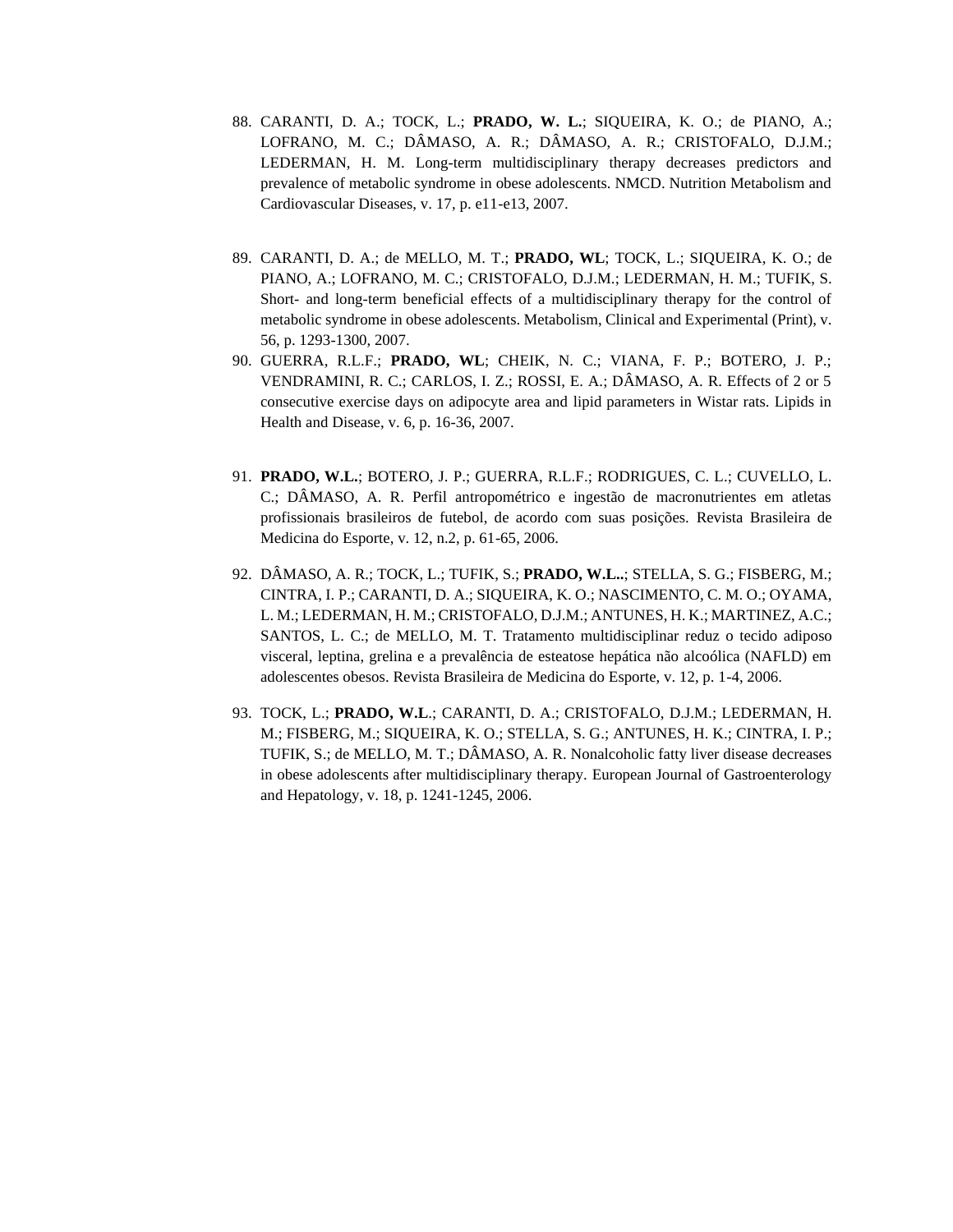88. CARANTI, D. A.; TOCK, L.; **PRADO, W. L.**; SIQUEIRA, K. O.; de PIANO, A.; LOFRANO, M. C.; DÂMASO, A. R.; DÂMASO, A. R.; CRISTOFALO, D.J.M.; LEDERMAN, H. M. Long-term multidisciplinary therapy decreases predictors and prevalence of metabolic syndrome in obese adolescents. NMCD. Nutrition Metabolism and Cardiovascular Diseases, v. 17, p. e11-e13, 2007.

89. CARANTI, D. A.; de MELLO, M. T.; **PRADO, WL**; TOCK, L.; SIQUEIRA, K. O.; de PIANO, A.; LOFRANO, M. C.; CRISTOFALO, D.J.M.; LEDERMAN, H. M.; TUFIK, S. Short- and long-term beneficial effects of a multidisciplinary therapy for the control of metabolic syndrome in obese adolescents. Metabolism, Clinical and Experimental (Print), v. 56, p. 1293-1300, 2007.

90. GUERRA, R.L.F.; **PRADO, WL**; CHEIK, N. C.; VIANA, F. P.; BOTERO, J. P.; VENDRAMINI, R. C.; CARLOS, I. Z.; ROSSI, E. A.; DÂMASO, A. R. Effects of 2 or 5 consecutive exercise days on adipocyte area and lipid parameters in Wistar rats. Lipids in Health and Disease, v. 6, p. 16-36, 2007.

91. **PRADO, W.L.**; BOTERO, J. P.; GUERRA, R.L.F.; RODRIGUES, C. L.; CUVELLO, L. C.; DÂMASO, A. R. Perfil antropométrico e ingestão de macronutrientes em atletas profissionais brasileiros de futebol, de acordo com suas posições. Revista Brasileira de Medicina do Esporte, v. 12, n.2, p. 61-65, 2006.

92. DÂMASO, A. R.; TOCK, L.; TUFIK, S.; **PRADO, W.L..**; STELLA, S. G.; FISBERG, M.; CINTRA, I. P.; CARANTI, D. A.; SIQUEIRA, K. O.; NASCIMENTO, C. M. O.; OYAMA, L. M.; LEDERMAN, H. M.; CRISTOFALO, D.J.M.; ANTUNES, H. K.; MARTINEZ, A.C.; SANTOS, L. C.; de MELLO, M. T. Tratamento multidisciplinar reduz o tecido adiposo visceral, leptina, grelina e a prevalência de esteatose hepática não alcoólica (NAFLD) em adolescentes obesos. Revista Brasileira de Medicina do Esporte, v. 12, p. 1-4, 2006.

93. TOCK, L.; **PRADO, W.L**.; CARANTI, D. A.; CRISTOFALO, D.J.M.; LEDERMAN, H. M.; FISBERG, M.; SIQUEIRA, K. O.; STELLA, S. G.; ANTUNES, H. K.; CINTRA, I. P.; TUFIK, S.; de MELLO, M. T.; DÂMASO, A. R. Nonalcoholic fatty liver disease decreases in obese adolescents after multidisciplinary therapy. European Journal of Gastroenterology and Hepatology, v. 18, p. 1241-1245, 2006.